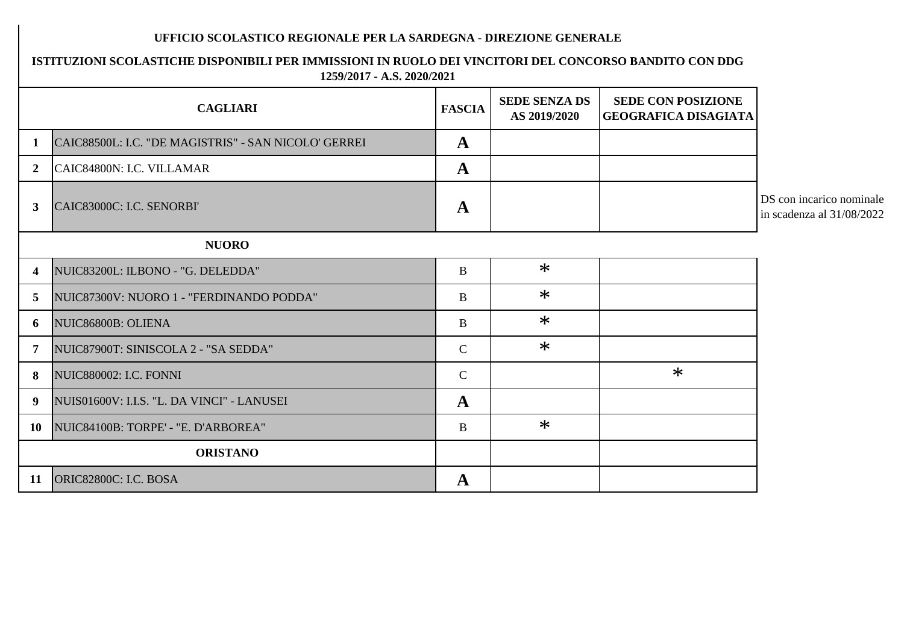**UFFICIO SCOLASTICO REGIONALE PER LA SARDEGNA - DIREZIONE GENERALE**

**ISTITUZIONI SCOLASTICHE DISPONIBILI PER IMMISSIONI IN RUOLO DEI VINCITORI DEL CONCORSO BANDITO CON DDG 1259/2017 - A.S. 2020/2021**

| | CAGLIARI | FASCIA | SEDE SENZA DS AS 2019/2020 | SEDE CON POSIZIONE GEOGRAFICA DISAGIATA | |
|---|---|---|---|---|---|
| 1 | CAIC88500L: I.C. "DE MAGISTRIS" - SAN NICOLO' GERREI | A | | | |
| 2 | CAIC84800N: I.C. VILLAMAR | A | | | |
| 3 | CAIC83000C: I.C. SENORBI' | A | | | DS con incarico nominale in scadenza al 31/08/2022 |
| | NUORO | | | | |
| 4 | NUIC83200L: ILBONO - "G. DELEDDA" | B | * | | |
| 5 | NUIC87300V: NUORO 1 - "FERDINANDO PODDA" | B | * | | |
| 6 | NUIC86800B: OLIENA | B | * | | |
| 7 | NUIC87900T: SINISCOLA 2 - "SA SEDDA" | C | * | | |
| 8 | NUIC880002: I.C. FONNI | C | | * | |
| 9 | NUIS01600V: I.I.S. "L. DA VINCI" - LANUSEI | A | | | |
| 10 | NUIC84100B: TORPE' - "E. D'ARBOREA" | B | * | | |
| | ORISTANO | | | | |
| 11 | ORIC82800C: I.C. BOSA | A | | | |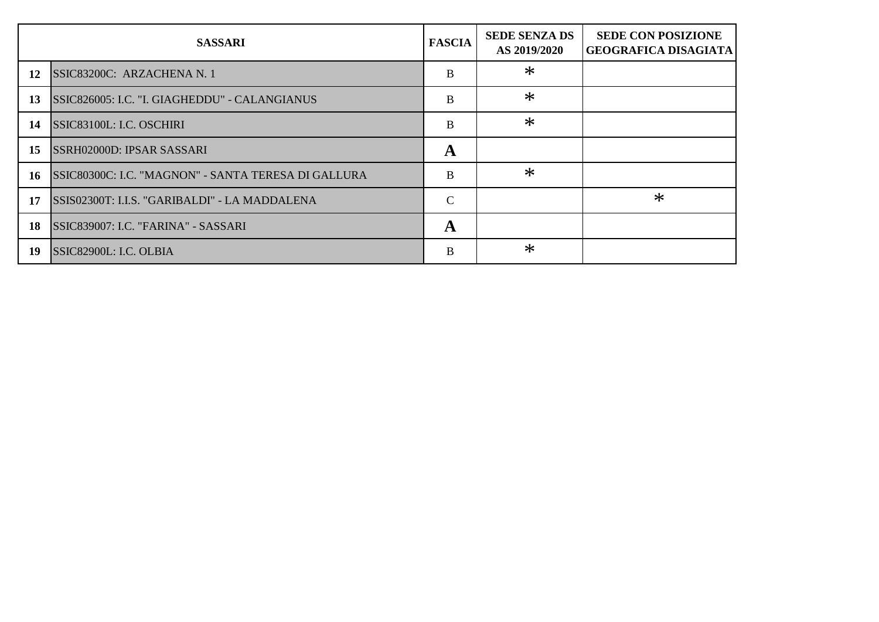| | SASSARI | FASCIA | SEDE SENZA DS AS 2019/2020 | SEDE CON POSIZIONE GEOGRAFICA DISAGIATA |
|---|---|---|---|---|
| 12 | SSIC83200C:  ARZACHENA N. 1 | B | * | |
| 13 | SSIC826005: I.C. "I. GIAGHEDDU" - CALANGIANUS | B | * | |
| 14 | SSIC83100L: I.C. OSCHIRI | B | * | |
| 15 | SSRH02000D: IPSAR SASSARI | **A** | | |
| 16 | SSIC80300C: I.C. "MAGNON" - SANTA TERESA DI GALLURA | B | * | |
| 17 | SSIS02300T: I.I.S. "GARIBALDI" - LA MADDALENA | C | | * |
| 18 | SSIC839007: I.C. "FARINA" - SASSARI | **A** | | |
| 19 | SSIC82900L: I.C. OLBIA | B | * | |